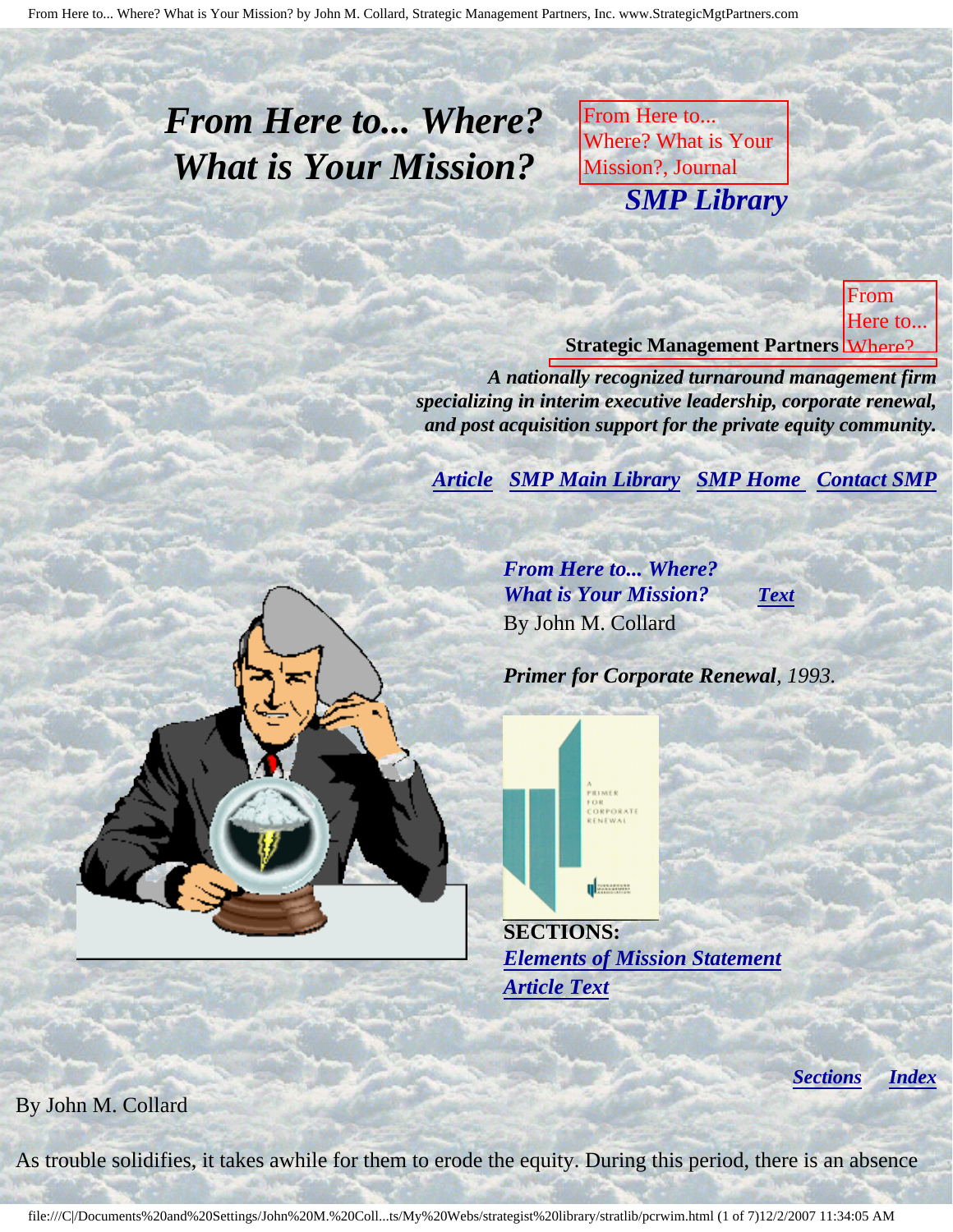# *From Here to... Where? What is Your Mission?*

From Here to... Where? What is Your Mission?, Journal

***SMP Library***

From Here to... Where?

**Strategic Management Partners**

***A nationally recognized turnaround management firm specializing in interim executive leadership, corporate renewal, and post acquisition support for the private equity community.***

***Article*** ***SMP Main Library*** ***SMP Home*** ***Contact SMP***

***From Here to... Where? What is Your Mission?*** ***Text***
By John M. Collard

***Primer for Corporate Renewal**, 1993.*

**SECTIONS:**
***Elements of Mission Statement***
***Article Text***

***Sections*** ***Index***

By John M. Collard

As trouble solidifies, it takes awhile for them to erode the equity. During this period, there is an absence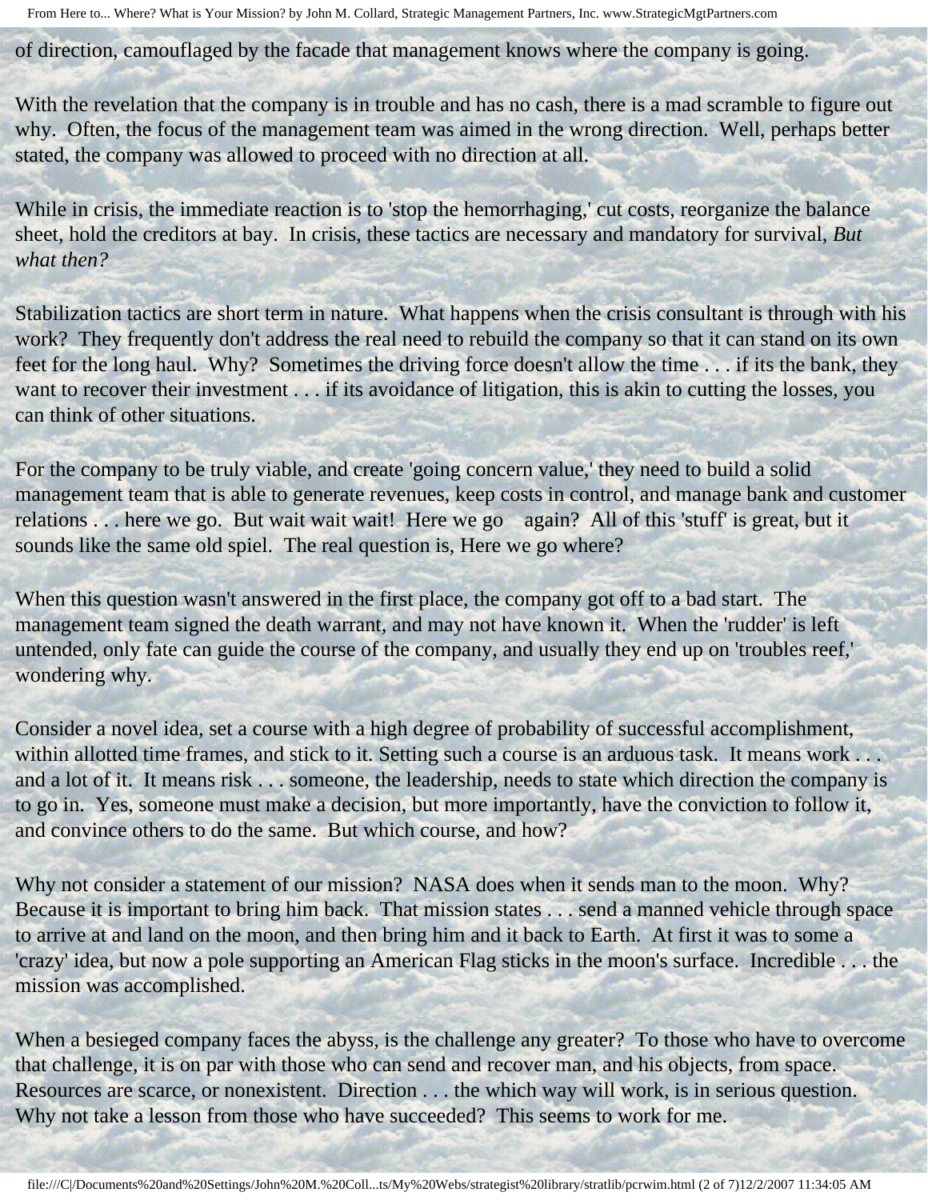of direction, camouflaged by the facade that management knows where the company is going.

With the revelation that the company is in trouble and has no cash, there is a mad scramble to figure out why. Often, the focus of the management team was aimed in the wrong direction. Well, perhaps better stated, the company was allowed to proceed with no direction at all.

While in crisis, the immediate reaction is to 'stop the hemorrhaging,' cut costs, reorganize the balance sheet, hold the creditors at bay. In crisis, these tactics are necessary and mandatory for survival, *But what then?*

Stabilization tactics are short term in nature. What happens when the crisis consultant is through with his work? They frequently don't address the real need to rebuild the company so that it can stand on its own feet for the long haul. Why? Sometimes the driving force doesn't allow the time . . . if its the bank, they want to recover their investment . . . if its avoidance of litigation, this is akin to cutting the losses, you can think of other situations.

For the company to be truly viable, and create 'going concern value,' they need to build a solid management team that is able to generate revenues, keep costs in control, and manage bank and customer relations . . . here we go. But wait wait wait! Here we go again? All of this 'stuff' is great, but it sounds like the same old spiel. The real question is, Here we go where?

When this question wasn't answered in the first place, the company got off to a bad start. The management team signed the death warrant, and may not have known it. When the 'rudder' is left untended, only fate can guide the course of the company, and usually they end up on 'troubles reef,' wondering why.

Consider a novel idea, set a course with a high degree of probability of successful accomplishment, within allotted time frames, and stick to it. Setting such a course is an arduous task. It means work . . . and a lot of it. It means risk . . . someone, the leadership, needs to state which direction the company is to go in. Yes, someone must make a decision, but more importantly, have the conviction to follow it, and convince others to do the same. But which course, and how?

Why not consider a statement of our mission? NASA does when it sends man to the moon. Why? Because it is important to bring him back. That mission states . . . send a manned vehicle through space to arrive at and land on the moon, and then bring him and it back to Earth. At first it was to some a 'crazy' idea, but now a pole supporting an American Flag sticks in the moon's surface. Incredible . . . the mission was accomplished.

When a besieged company faces the abyss, is the challenge any greater? To those who have to overcome that challenge, it is on par with those who can send and recover man, and his objects, from space. Resources are scarce, or nonexistent. Direction . . . the which way will work, is in serious question. Why not take a lesson from those who have succeeded? This seems to work for me.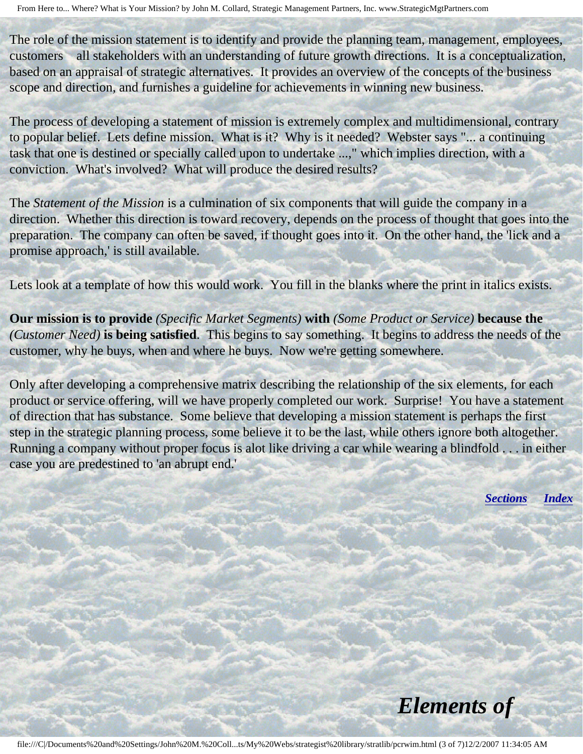The role of the mission statement is to identify and provide the planning team, management, employees, customers   all stakeholders with an understanding of future growth directions.  It is a conceptualization, based on an appraisal of strategic alternatives.  It provides an overview of the concepts of the business scope and direction, and furnishes a guideline for achievements in winning new business.

The process of developing a statement of mission is extremely complex and multidimensional, contrary to popular belief.  Lets define mission.  What is it?  Why is it needed?  Webster says "... a continuing task that one is destined or specially called upon to undertake ...," which implies direction, with a conviction.  What's involved?  What will produce the desired results?

The *Statement of the Mission* is a culmination of six components that will guide the company in a direction.  Whether this direction is toward recovery, depends on the process of thought that goes into the preparation.  The company can often be saved, if thought goes into it.  On the other hand, the 'lick and a promise approach,' is still available.

Lets look at a template of how this would work.  You fill in the blanks where the print in italics exists.

**Our mission is to provide** *(Specific Market Segments)* **with** *(Some Product or Service)* **because the** *(Customer Need)* **is being satisfied**.  This begins to say something.  It begins to address the needs of the customer, why he buys, when and where he buys.  Now we're getting somewhere.

Only after developing a comprehensive matrix describing the relationship of the six elements, for each product or service offering, will we have properly completed our work.  Surprise!  You have a statement of direction that has substance.  Some believe that developing a mission statement is perhaps the first step in the strategic planning process, some believe it to be the last, while others ignore both altogether.  Running a company without proper focus is alot like driving a car while wearing a blindfold . . . in either case you are predestined to 'an abrupt end.'

***Sections***     ***Index***

## *Elements of*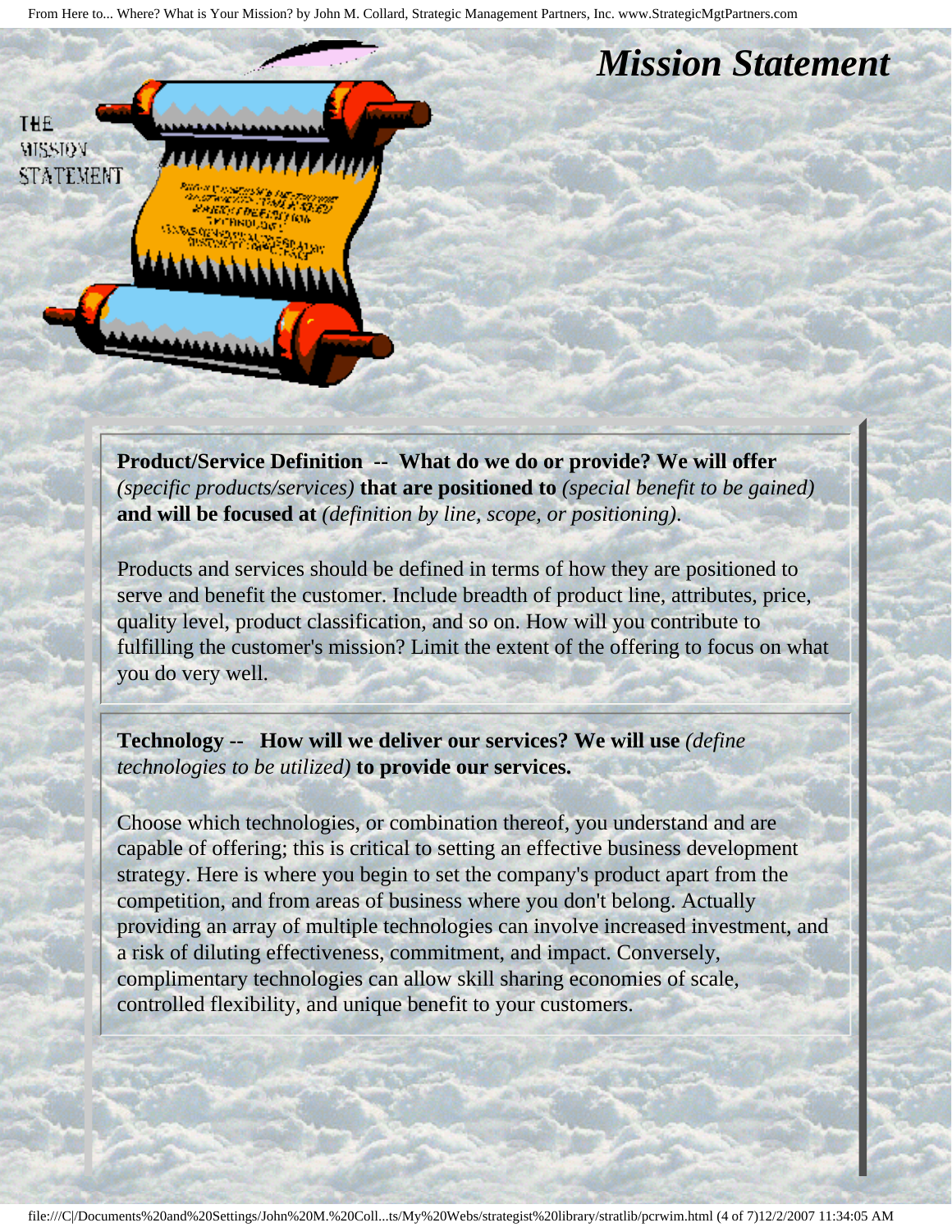# Mission Statement

**Product/Service Definition -- What do we do or provide? We will offer** *(specific products/services)* **that are positioned to** *(special benefit to be gained)* **and will be focused at** *(definition by line, scope, or positioning).*

Products and services should be defined in terms of how they are positioned to serve and benefit the customer. Include breadth of product line, attributes, price, quality level, product classification, and so on. How will you contribute to fulfilling the customer's mission? Limit the extent of the offering to focus on what you do very well.

**Technology -- How will we deliver our services? We will use** *(define technologies to be utilized)* **to provide our services.**

Choose which technologies, or combination thereof, you understand and are capable of offering; this is critical to setting an effective business development strategy. Here is where you begin to set the company's product apart from the competition, and from areas of business where you don't belong. Actually providing an array of multiple technologies can involve increased investment, and a risk of diluting effectiveness, commitment, and impact. Conversely, complimentary technologies can allow skill sharing economies of scale, controlled flexibility, and unique benefit to your customers.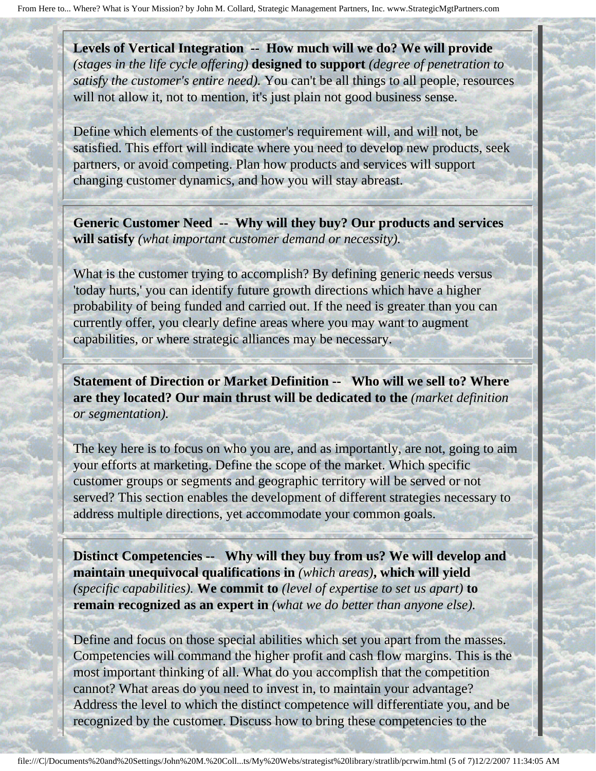**Levels of Vertical Integration -- How much will we do? We will provide** *(stages in the life cycle offering)* **designed to support** *(degree of penetration to satisfy the customer's entire need).* You can't be all things to all people, resources will not allow it, not to mention, it's just plain not good business sense.

Define which elements of the customer's requirement will, and will not, be satisfied. This effort will indicate where you need to develop new products, seek partners, or avoid competing. Plan how products and services will support changing customer dynamics, and how you will stay abreast.

**Generic Customer Need -- Why will they buy? Our products and services will satisfy** *(what important customer demand or necessity).*

What is the customer trying to accomplish? By defining generic needs versus 'today hurts,' you can identify future growth directions which have a higher probability of being funded and carried out. If the need is greater than you can currently offer, you clearly define areas where you may want to augment capabilities, or where strategic alliances may be necessary.

**Statement of Direction or Market Definition -- Who will we sell to? Where are they located? Our main thrust will be dedicated to the** *(market definition or segmentation).*

The key here is to focus on who you are, and as importantly, are not, going to aim your efforts at marketing. Define the scope of the market. Which specific customer groups or segments and geographic territory will be served or not served? This section enables the development of different strategies necessary to address multiple directions, yet accommodate your common goals.

**Distinct Competencies -- Why will they buy from us? We will develop and maintain unequivocal qualifications in** *(which areas)*, **which will yield** *(specific capabilities).* **We commit to** *(level of expertise to set us apart)* **to remain recognized as an expert in** *(what we do better than anyone else).*

Define and focus on those special abilities which set you apart from the masses. Competencies will command the higher profit and cash flow margins. This is the most important thinking of all. What do you accomplish that the competition cannot? What areas do you need to invest in, to maintain your advantage? Address the level to which the distinct competence will differentiate you, and be recognized by the customer. Discuss how to bring these competencies to the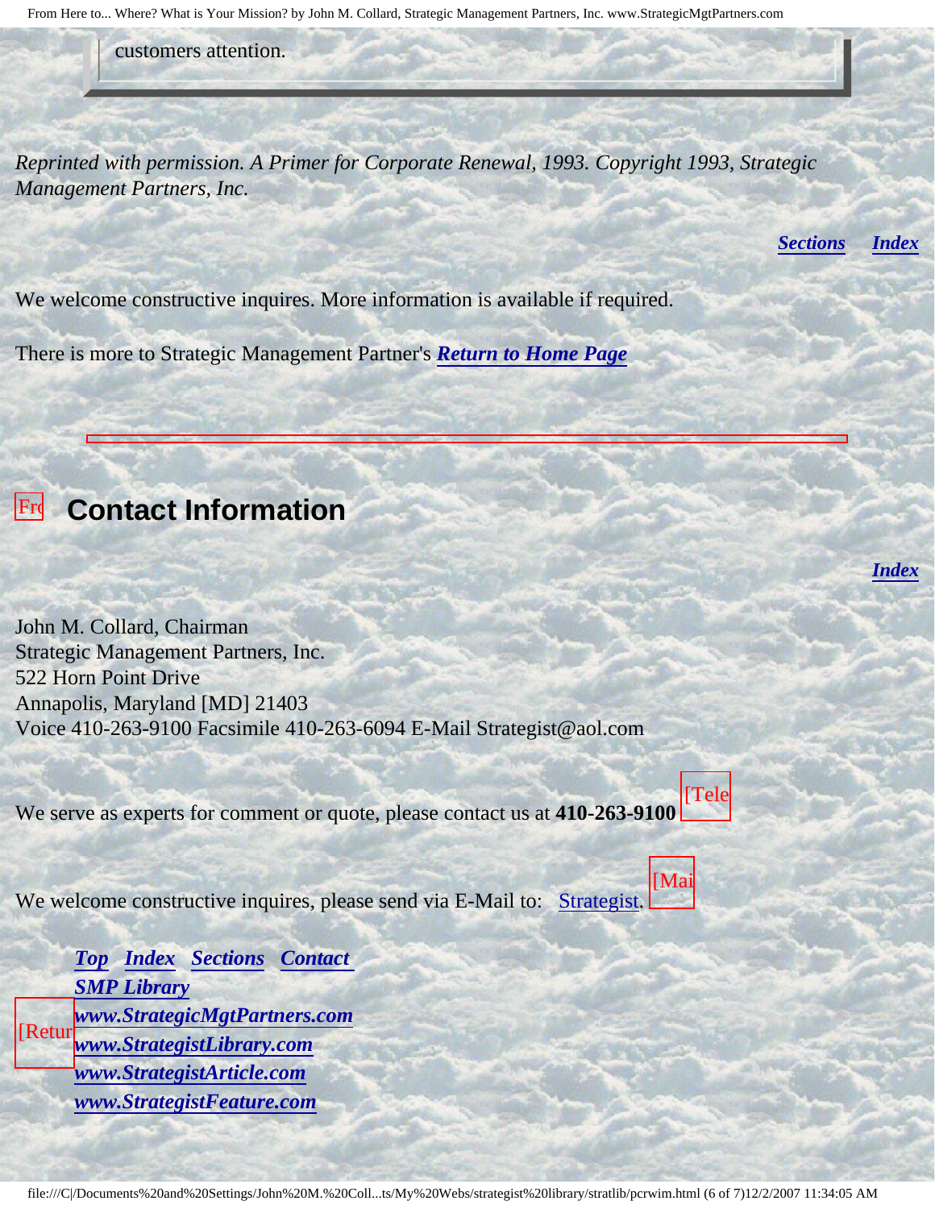customers attention.

*Reprinted with permission. A Primer for Corporate Renewal, 1993. Copyright 1993, Strategic Management Partners, Inc.*

***Sections*** ***Index***

We welcome constructive inquires. More information is available if required.

There is more to Strategic Management Partner's ***Return to Home Page***

---

[Fro

## Contact Information

***Index***

John M. Collard, Chairman
Strategic Management Partners, Inc.
522 Horn Point Drive
Annapolis, Maryland [MD] 21403
Voice 410-263-9100 Facsimile 410-263-6094 E-Mail Strategist@aol.com

We serve as experts for comment or quote, please contact us at **410-263-9100** [Tele

We welcome constructive inquires, please send via E-Mail to: Strategist. [Mai

***Top*** ***Index*** ***Sections*** ***Contact***
***SMP Library***
[Retur ***www.StrategicMgtPartners.com***
***www.StrategistLibrary.com***
***www.StrategistArticle.com***
***www.StrategistFeature.com***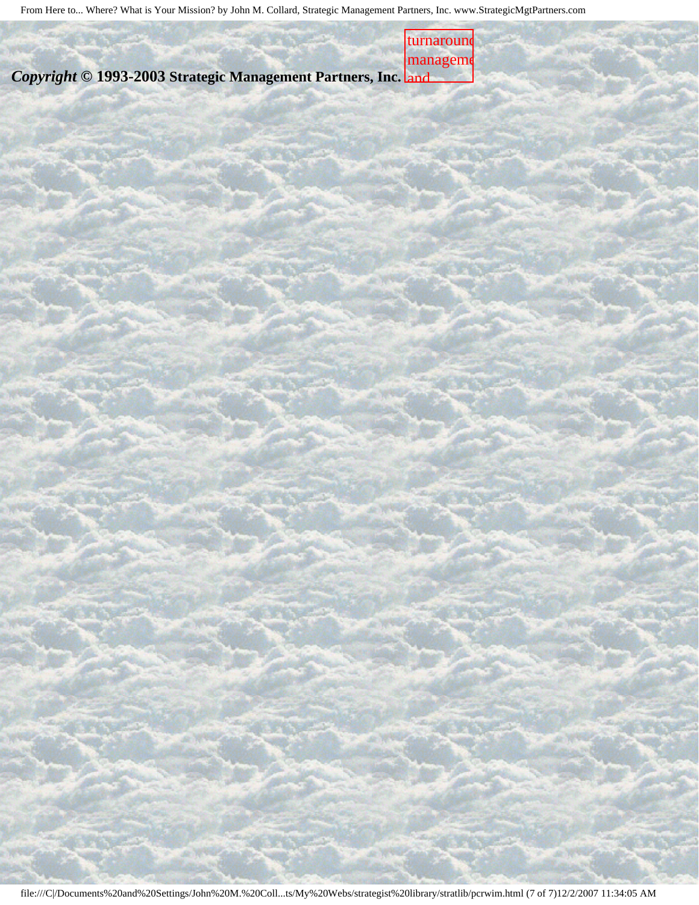***Copyright* © 1993-2003 Strategic Management Partners, Inc.** turnaround management and